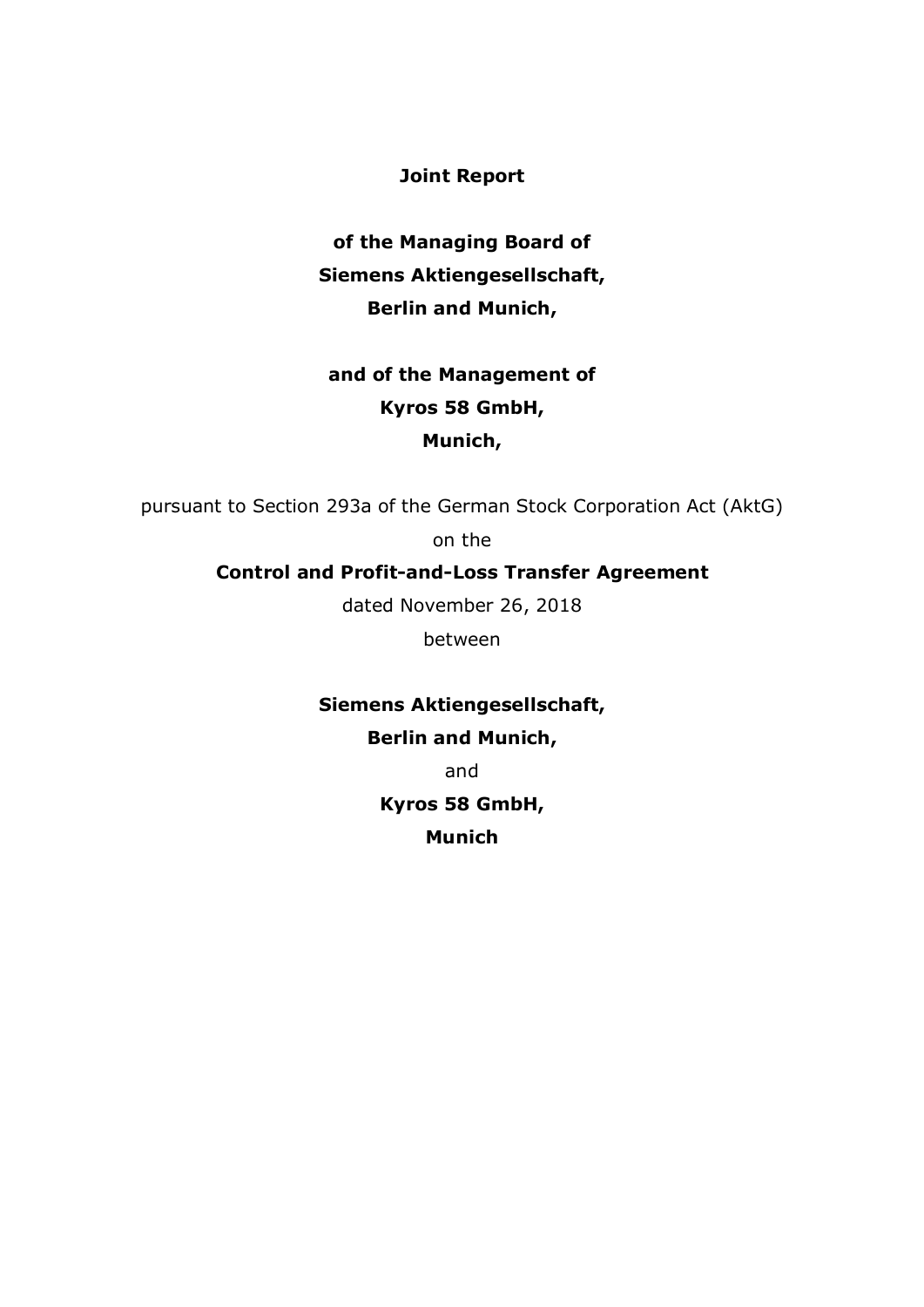**Joint Report**

**of the Managing Board of**
**Siemens Aktiengesellschaft,**
**Berlin and Munich,**

**and of the Management of**
**Kyros 58 GmbH,**
**Munich,**

pursuant to Section 293a of the German Stock Corporation Act (AktG)

on the

**Control and Profit-and-Loss Transfer Agreement**

dated November 26, 2018

between

**Siemens Aktiengesellschaft,**
**Berlin and Munich,**

and

**Kyros 58 GmbH,**
**Munich**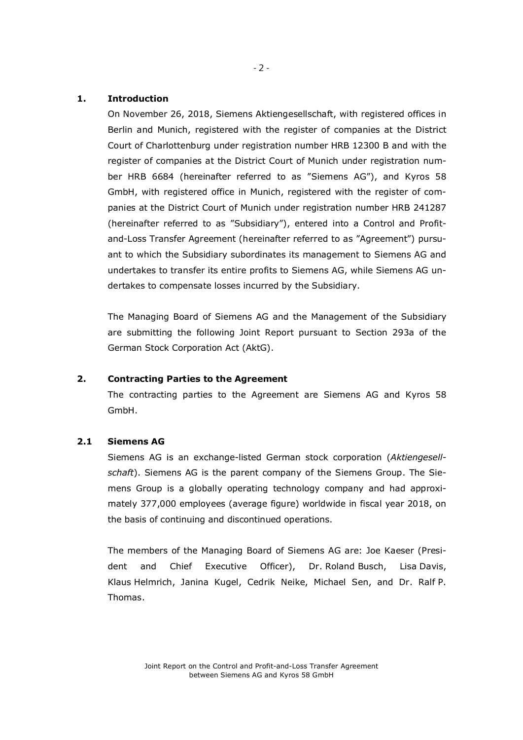## 1. Introduction

On November 26, 2018, Siemens Aktiengesellschaft, with registered offices in Berlin and Munich, registered with the register of companies at the District Court of Charlottenburg under registration number HRB 12300 B and with the register of companies at the District Court of Munich under registration number HRB 6684 (hereinafter referred to as "Siemens AG"), and Kyros 58 GmbH, with registered office in Munich, registered with the register of companies at the District Court of Munich under registration number HRB 241287 (hereinafter referred to as "Subsidiary"), entered into a Control and Profit-and-Loss Transfer Agreement (hereinafter referred to as "Agreement") pursuant to which the Subsidiary subordinates its management to Siemens AG and undertakes to transfer its entire profits to Siemens AG, while Siemens AG undertakes to compensate losses incurred by the Subsidiary.

The Managing Board of Siemens AG and the Management of the Subsidiary are submitting the following Joint Report pursuant to Section 293a of the German Stock Corporation Act (AktG).

## 2. Contracting Parties to the Agreement

The contracting parties to the Agreement are Siemens AG and Kyros 58 GmbH.

### 2.1 Siemens AG

Siemens AG is an exchange-listed German stock corporation (*Aktiengesellschaft*). Siemens AG is the parent company of the Siemens Group. The Siemens Group is a globally operating technology company and had approximately 377,000 employees (average figure) worldwide in fiscal year 2018, on the basis of continuing and discontinued operations.

The members of the Managing Board of Siemens AG are: Joe Kaeser (President and Chief Executive Officer), Dr. Roland Busch, Lisa Davis, Klaus Helmrich, Janina Kugel, Cedrik Neike, Michael Sen, and Dr. Ralf P. Thomas.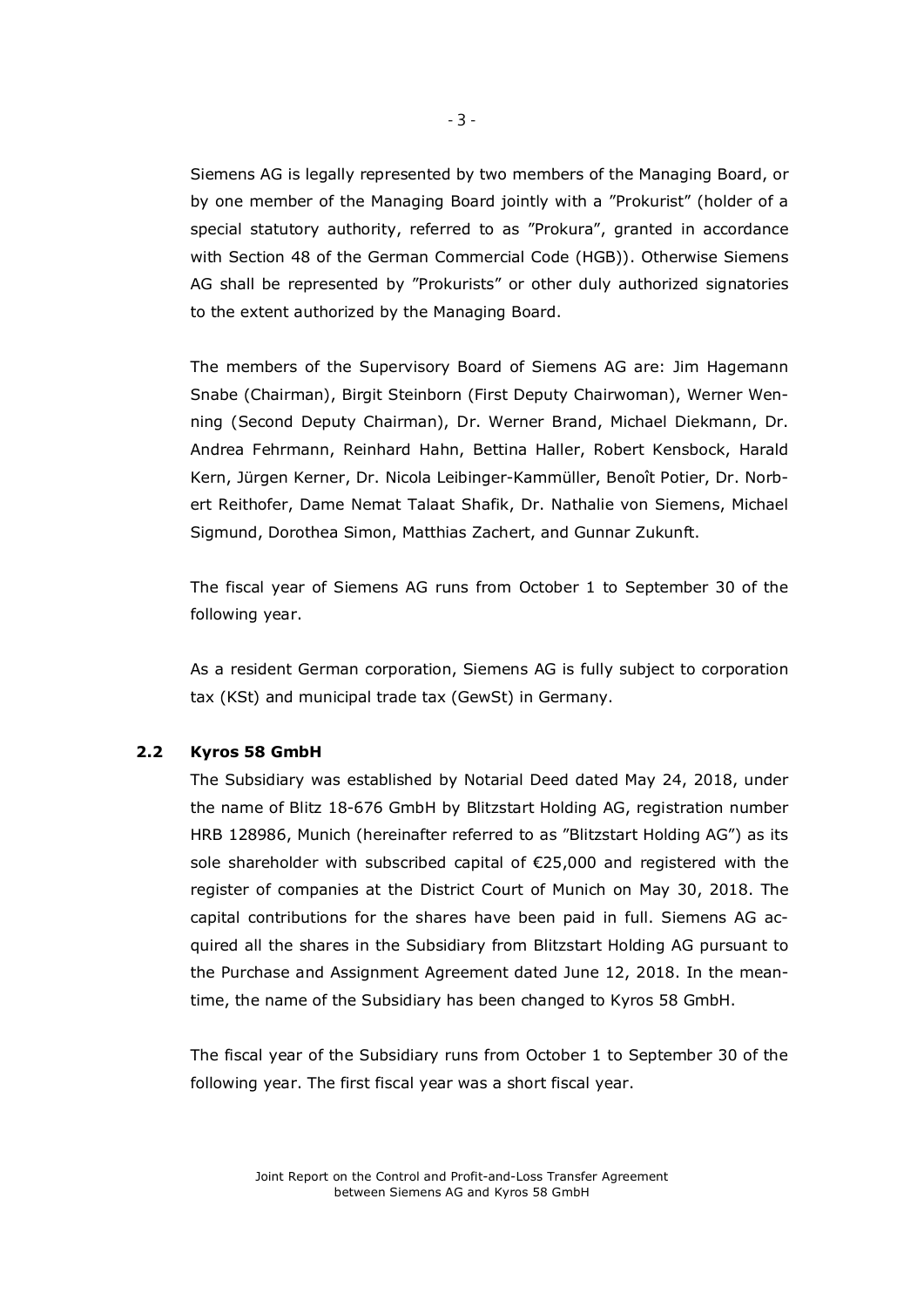Siemens AG is legally represented by two members of the Managing Board, or by one member of the Managing Board jointly with a "Prokurist" (holder of a special statutory authority, referred to as "Prokura", granted in accordance with Section 48 of the German Commercial Code (HGB)). Otherwise Siemens AG shall be represented by "Prokurists" or other duly authorized signatories to the extent authorized by the Managing Board.

The members of the Supervisory Board of Siemens AG are: Jim Hagemann Snabe (Chairman), Birgit Steinborn (First Deputy Chairwoman), Werner Wenning (Second Deputy Chairman), Dr. Werner Brand, Michael Diekmann, Dr. Andrea Fehrmann, Reinhard Hahn, Bettina Haller, Robert Kensbock, Harald Kern, Jürgen Kerner, Dr. Nicola Leibinger-Kammüller, Benoît Potier, Dr. Norbert Reithofer, Dame Nemat Talaat Shafik, Dr. Nathalie von Siemens, Michael Sigmund, Dorothea Simon, Matthias Zachert, and Gunnar Zukunft.

The fiscal year of Siemens AG runs from October 1 to September 30 of the following year.

As a resident German corporation, Siemens AG is fully subject to corporation tax (KSt) and municipal trade tax (GewSt) in Germany.

### 2.2 Kyros 58 GmbH

The Subsidiary was established by Notarial Deed dated May 24, 2018, under the name of Blitz 18-676 GmbH by Blitzstart Holding AG, registration number HRB 128986, Munich (hereinafter referred to as "Blitzstart Holding AG") as its sole shareholder with subscribed capital of €25,000 and registered with the register of companies at the District Court of Munich on May 30, 2018. The capital contributions for the shares have been paid in full. Siemens AG acquired all the shares in the Subsidiary from Blitzstart Holding AG pursuant to the Purchase and Assignment Agreement dated June 12, 2018. In the meantime, the name of the Subsidiary has been changed to Kyros 58 GmbH.

The fiscal year of the Subsidiary runs from October 1 to September 30 of the following year. The first fiscal year was a short fiscal year.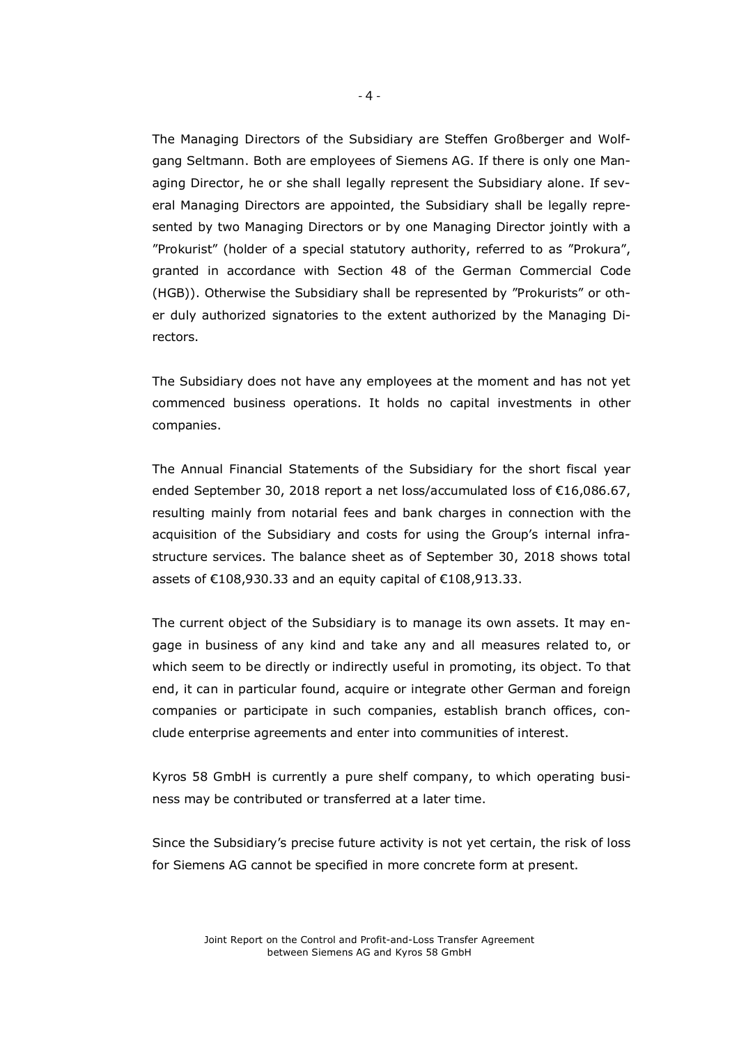The Managing Directors of the Subsidiary are Steffen Großberger and Wolfgang Seltmann. Both are employees of Siemens AG. If there is only one Managing Director, he or she shall legally represent the Subsidiary alone. If several Managing Directors are appointed, the Subsidiary shall be legally represented by two Managing Directors or by one Managing Director jointly with a "Prokurist" (holder of a special statutory authority, referred to as "Prokura", granted in accordance with Section 48 of the German Commercial Code (HGB)). Otherwise the Subsidiary shall be represented by "Prokurists" or other duly authorized signatories to the extent authorized by the Managing Directors.

The Subsidiary does not have any employees at the moment and has not yet commenced business operations. It holds no capital investments in other companies.

The Annual Financial Statements of the Subsidiary for the short fiscal year ended September 30, 2018 report a net loss/accumulated loss of €16,086.67, resulting mainly from notarial fees and bank charges in connection with the acquisition of the Subsidiary and costs for using the Group's internal infrastructure services. The balance sheet as of September 30, 2018 shows total assets of €108,930.33 and an equity capital of €108,913.33.

The current object of the Subsidiary is to manage its own assets. It may engage in business of any kind and take any and all measures related to, or which seem to be directly or indirectly useful in promoting, its object. To that end, it can in particular found, acquire or integrate other German and foreign companies or participate in such companies, establish branch offices, conclude enterprise agreements and enter into communities of interest.

Kyros 58 GmbH is currently a pure shelf company, to which operating business may be contributed or transferred at a later time.

Since the Subsidiary's precise future activity is not yet certain, the risk of loss for Siemens AG cannot be specified in more concrete form at present.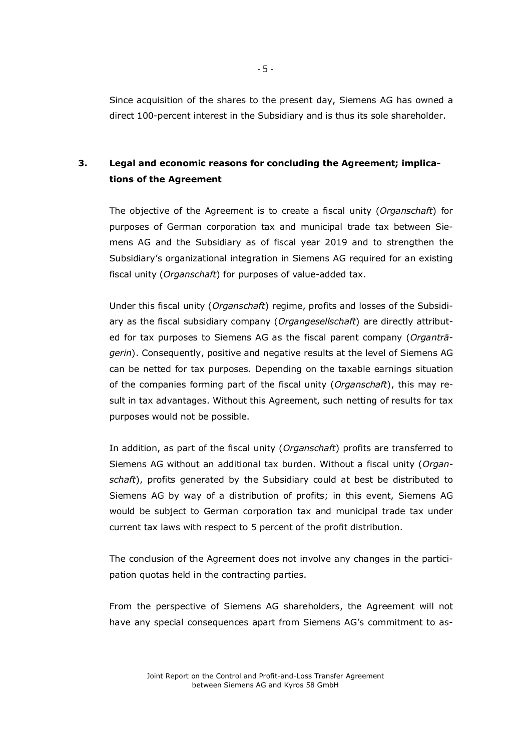Since acquisition of the shares to the present day, Siemens AG has owned a direct 100-percent interest in the Subsidiary and is thus its sole shareholder.

## 3. Legal and economic reasons for concluding the Agreement; implications of the Agreement

The objective of the Agreement is to create a fiscal unity (*Organschaft*) for purposes of German corporation tax and municipal trade tax between Siemens AG and the Subsidiary as of fiscal year 2019 and to strengthen the Subsidiary's organizational integration in Siemens AG required for an existing fiscal unity (*Organschaft*) for purposes of value-added tax.

Under this fiscal unity (*Organschaft*) regime, profits and losses of the Subsidiary as the fiscal subsidiary company (*Organgesellschaft*) are directly attributed for tax purposes to Siemens AG as the fiscal parent company (*Organträgerin*). Consequently, positive and negative results at the level of Siemens AG can be netted for tax purposes. Depending on the taxable earnings situation of the companies forming part of the fiscal unity (*Organschaft*), this may result in tax advantages. Without this Agreement, such netting of results for tax purposes would not be possible.

In addition, as part of the fiscal unity (*Organschaft*) profits are transferred to Siemens AG without an additional tax burden. Without a fiscal unity (*Organschaft*), profits generated by the Subsidiary could at best be distributed to Siemens AG by way of a distribution of profits; in this event, Siemens AG would be subject to German corporation tax and municipal trade tax under current tax laws with respect to 5 percent of the profit distribution.

The conclusion of the Agreement does not involve any changes in the participation quotas held in the contracting parties.

From the perspective of Siemens AG shareholders, the Agreement will not have any special consequences apart from Siemens AG's commitment to as-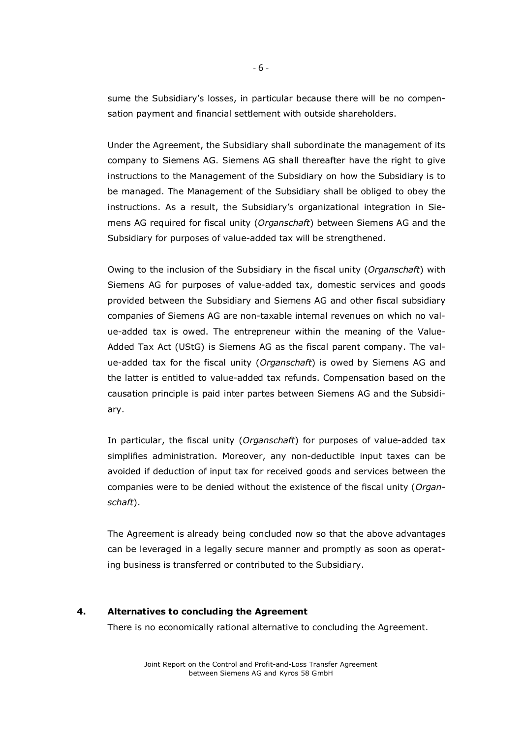sume the Subsidiary's losses, in particular because there will be no compensation payment and financial settlement with outside shareholders.

Under the Agreement, the Subsidiary shall subordinate the management of its company to Siemens AG. Siemens AG shall thereafter have the right to give instructions to the Management of the Subsidiary on how the Subsidiary is to be managed. The Management of the Subsidiary shall be obliged to obey the instructions. As a result, the Subsidiary's organizational integration in Siemens AG required for fiscal unity (*Organschaft*) between Siemens AG and the Subsidiary for purposes of value-added tax will be strengthened.

Owing to the inclusion of the Subsidiary in the fiscal unity (*Organschaft*) with Siemens AG for purposes of value-added tax, domestic services and goods provided between the Subsidiary and Siemens AG and other fiscal subsidiary companies of Siemens AG are non-taxable internal revenues on which no value-added tax is owed. The entrepreneur within the meaning of the Value-Added Tax Act (UStG) is Siemens AG as the fiscal parent company. The value-added tax for the fiscal unity (*Organschaft*) is owed by Siemens AG and the latter is entitled to value-added tax refunds. Compensation based on the causation principle is paid inter partes between Siemens AG and the Subsidiary.

In particular, the fiscal unity (*Organschaft*) for purposes of value-added tax simplifies administration. Moreover, any non-deductible input taxes can be avoided if deduction of input tax for received goods and services between the companies were to be denied without the existence of the fiscal unity (*Organschaft*).

The Agreement is already being concluded now so that the above advantages can be leveraged in a legally secure manner and promptly as soon as operating business is transferred or contributed to the Subsidiary.

## 4. Alternatives to concluding the Agreement

There is no economically rational alternative to concluding the Agreement.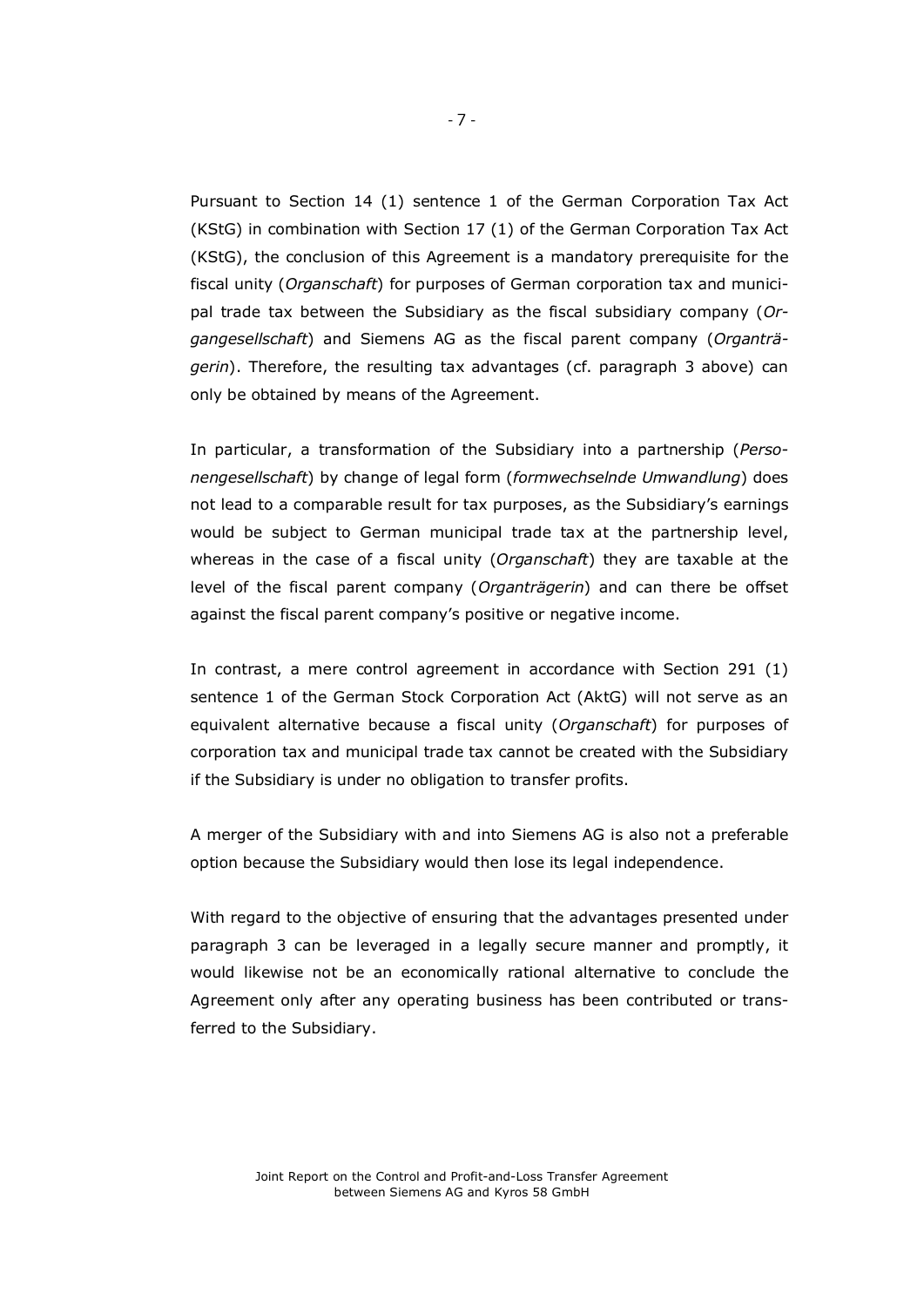Pursuant to Section 14 (1) sentence 1 of the German Corporation Tax Act (KStG) in combination with Section 17 (1) of the German Corporation Tax Act (KStG), the conclusion of this Agreement is a mandatory prerequisite for the fiscal unity (*Organschaft*) for purposes of German corporation tax and municipal trade tax between the Subsidiary as the fiscal subsidiary company (*Organgesellschaft*) and Siemens AG as the fiscal parent company (*Organträgerin*). Therefore, the resulting tax advantages (cf. paragraph 3 above) can only be obtained by means of the Agreement.

In particular, a transformation of the Subsidiary into a partnership (*Personengesellschaft*) by change of legal form (*formwechselnde Umwandlung*) does not lead to a comparable result for tax purposes, as the Subsidiary's earnings would be subject to German municipal trade tax at the partnership level, whereas in the case of a fiscal unity (*Organschaft*) they are taxable at the level of the fiscal parent company (*Organträgerin*) and can there be offset against the fiscal parent company's positive or negative income.

In contrast, a mere control agreement in accordance with Section 291 (1) sentence 1 of the German Stock Corporation Act (AktG) will not serve as an equivalent alternative because a fiscal unity (*Organschaft*) for purposes of corporation tax and municipal trade tax cannot be created with the Subsidiary if the Subsidiary is under no obligation to transfer profits.

A merger of the Subsidiary with and into Siemens AG is also not a preferable option because the Subsidiary would then lose its legal independence.

With regard to the objective of ensuring that the advantages presented under paragraph 3 can be leveraged in a legally secure manner and promptly, it would likewise not be an economically rational alternative to conclude the Agreement only after any operating business has been contributed or transferred to the Subsidiary.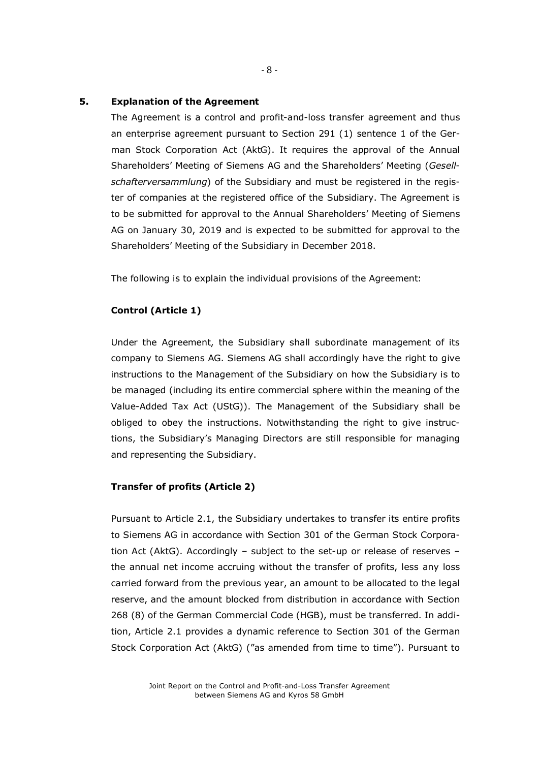## 5. Explanation of the Agreement

The Agreement is a control and profit-and-loss transfer agreement and thus an enterprise agreement pursuant to Section 291 (1) sentence 1 of the German Stock Corporation Act (AktG). It requires the approval of the Annual Shareholders' Meeting of Siemens AG and the Shareholders' Meeting (*Gesellschafterversammlung*) of the Subsidiary and must be registered in the register of companies at the registered office of the Subsidiary. The Agreement is to be submitted for approval to the Annual Shareholders' Meeting of Siemens AG on January 30, 2019 and is expected to be submitted for approval to the Shareholders' Meeting of the Subsidiary in December 2018.

The following is to explain the individual provisions of the Agreement:

**Control (Article 1)**

Under the Agreement, the Subsidiary shall subordinate management of its company to Siemens AG. Siemens AG shall accordingly have the right to give instructions to the Management of the Subsidiary on how the Subsidiary is to be managed (including its entire commercial sphere within the meaning of the Value-Added Tax Act (UStG)). The Management of the Subsidiary shall be obliged to obey the instructions. Notwithstanding the right to give instructions, the Subsidiary's Managing Directors are still responsible for managing and representing the Subsidiary.

**Transfer of profits (Article 2)**

Pursuant to Article 2.1, the Subsidiary undertakes to transfer its entire profits to Siemens AG in accordance with Section 301 of the German Stock Corporation Act (AktG). Accordingly – subject to the set-up or release of reserves – the annual net income accruing without the transfer of profits, less any loss carried forward from the previous year, an amount to be allocated to the legal reserve, and the amount blocked from distribution in accordance with Section 268 (8) of the German Commercial Code (HGB), must be transferred. In addition, Article 2.1 provides a dynamic reference to Section 301 of the German Stock Corporation Act (AktG) ("as amended from time to time"). Pursuant to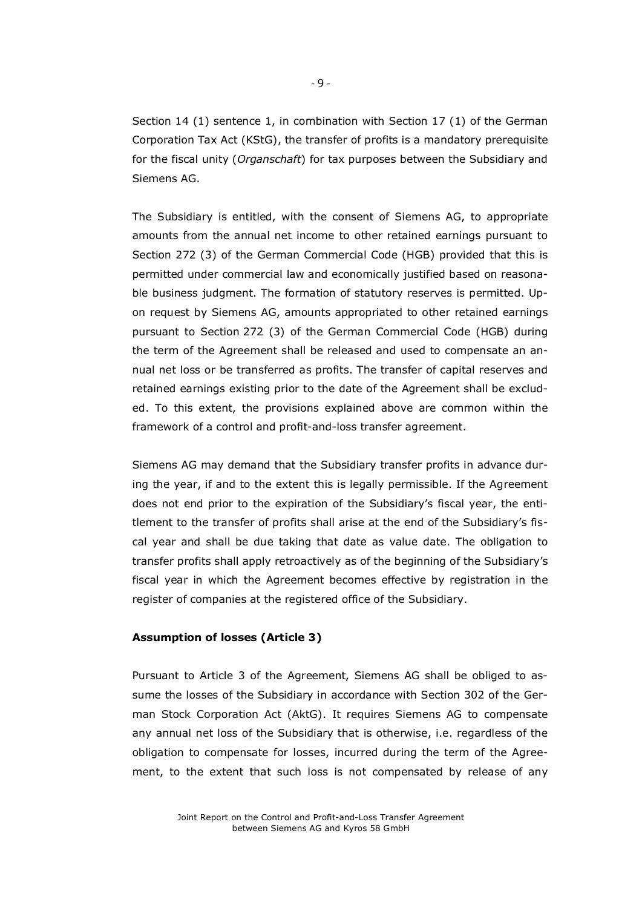Section 14 (1) sentence 1, in combination with Section 17 (1) of the German Corporation Tax Act (KStG), the transfer of profits is a mandatory prerequisite for the fiscal unity (*Organschaft*) for tax purposes between the Subsidiary and Siemens AG.

The Subsidiary is entitled, with the consent of Siemens AG, to appropriate amounts from the annual net income to other retained earnings pursuant to Section 272 (3) of the German Commercial Code (HGB) provided that this is permitted under commercial law and economically justified based on reasonable business judgment. The formation of statutory reserves is permitted. Upon request by Siemens AG, amounts appropriated to other retained earnings pursuant to Section 272 (3) of the German Commercial Code (HGB) during the term of the Agreement shall be released and used to compensate an annual net loss or be transferred as profits. The transfer of capital reserves and retained earnings existing prior to the date of the Agreement shall be excluded. To this extent, the provisions explained above are common within the framework of a control and profit-and-loss transfer agreement.

Siemens AG may demand that the Subsidiary transfer profits in advance during the year, if and to the extent this is legally permissible. If the Agreement does not end prior to the expiration of the Subsidiary's fiscal year, the entitlement to the transfer of profits shall arise at the end of the Subsidiary's fiscal year and shall be due taking that date as value date. The obligation to transfer profits shall apply retroactively as of the beginning of the Subsidiary's fiscal year in which the Agreement becomes effective by registration in the register of companies at the registered office of the Subsidiary.

**Assumption of losses (Article 3)**

Pursuant to Article 3 of the Agreement, Siemens AG shall be obliged to assume the losses of the Subsidiary in accordance with Section 302 of the German Stock Corporation Act (AktG). It requires Siemens AG to compensate any annual net loss of the Subsidiary that is otherwise, i.e. regardless of the obligation to compensate for losses, incurred during the term of the Agreement, to the extent that such loss is not compensated by release of any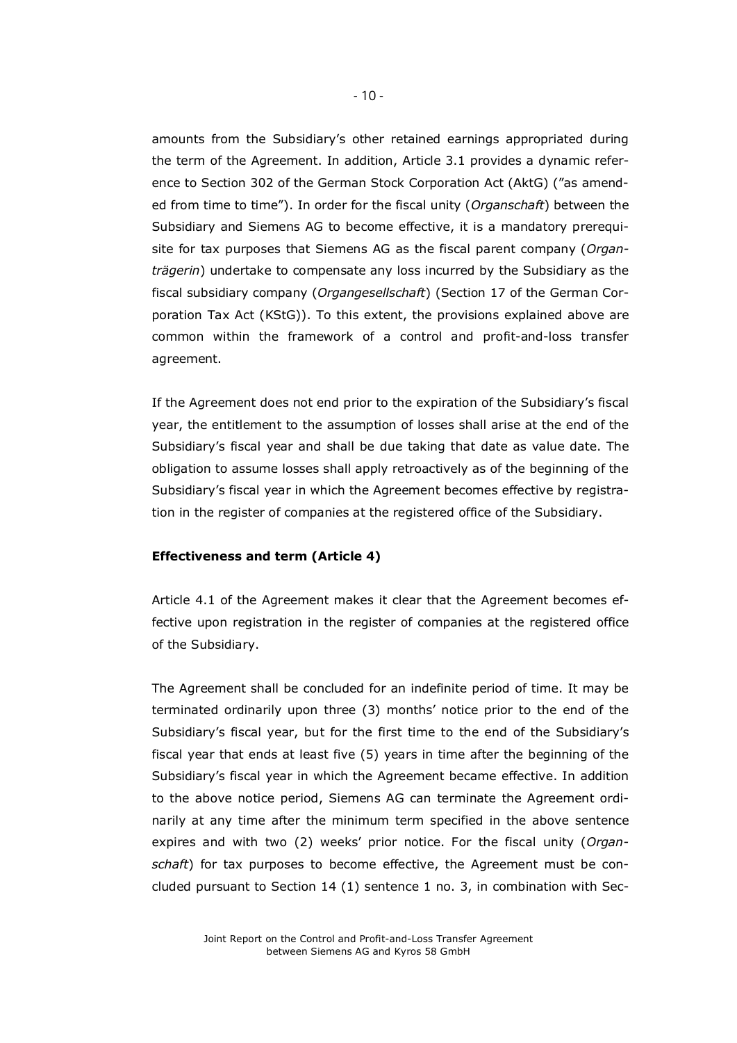amounts from the Subsidiary's other retained earnings appropriated during the term of the Agreement. In addition, Article 3.1 provides a dynamic reference to Section 302 of the German Stock Corporation Act (AktG) ("as amended from time to time"). In order for the fiscal unity (*Organschaft*) between the Subsidiary and Siemens AG to become effective, it is a mandatory prerequisite for tax purposes that Siemens AG as the fiscal parent company (*Organträgerin*) undertake to compensate any loss incurred by the Subsidiary as the fiscal subsidiary company (*Organgesellschaft*) (Section 17 of the German Corporation Tax Act (KStG)). To this extent, the provisions explained above are common within the framework of a control and profit-and-loss transfer agreement.

If the Agreement does not end prior to the expiration of the Subsidiary's fiscal year, the entitlement to the assumption of losses shall arise at the end of the Subsidiary's fiscal year and shall be due taking that date as value date. The obligation to assume losses shall apply retroactively as of the beginning of the Subsidiary's fiscal year in which the Agreement becomes effective by registration in the register of companies at the registered office of the Subsidiary.

**Effectiveness and term (Article 4)**

Article 4.1 of the Agreement makes it clear that the Agreement becomes effective upon registration in the register of companies at the registered office of the Subsidiary.

The Agreement shall be concluded for an indefinite period of time. It may be terminated ordinarily upon three (3) months' notice prior to the end of the Subsidiary's fiscal year, but for the first time to the end of the Subsidiary's fiscal year that ends at least five (5) years in time after the beginning of the Subsidiary's fiscal year in which the Agreement became effective. In addition to the above notice period, Siemens AG can terminate the Agreement ordinarily at any time after the minimum term specified in the above sentence expires and with two (2) weeks' prior notice. For the fiscal unity (*Organschaft*) for tax purposes to become effective, the Agreement must be concluded pursuant to Section 14 (1) sentence 1 no. 3, in combination with Sec-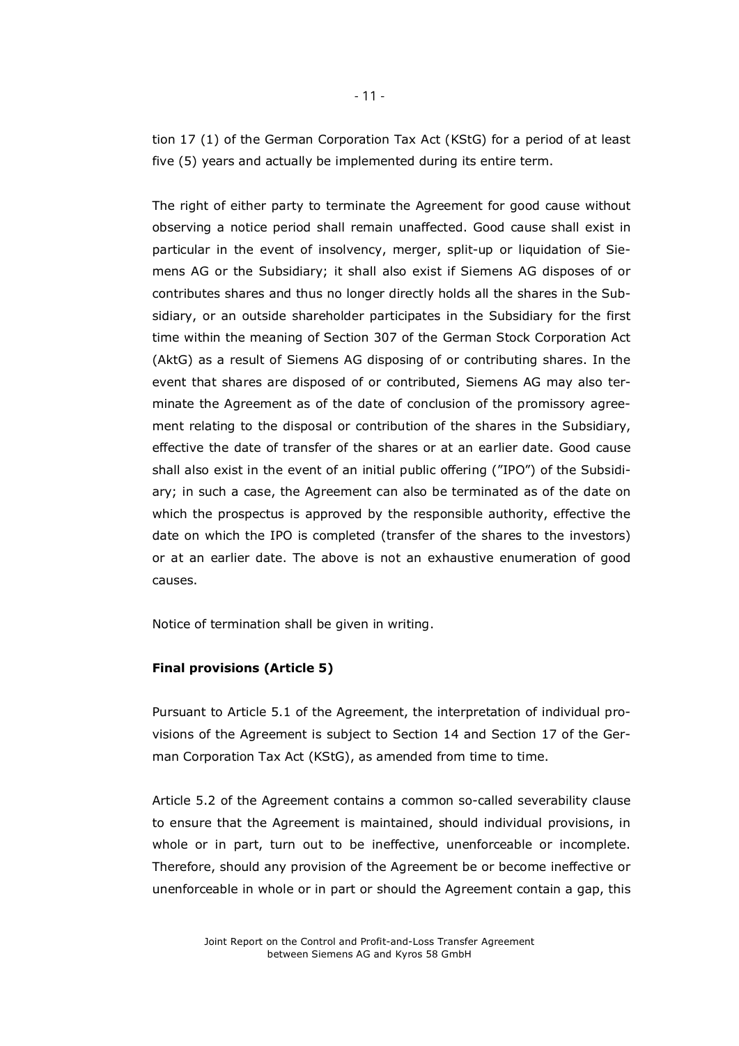tion 17 (1) of the German Corporation Tax Act (KStG) for a period of at least five (5) years and actually be implemented during its entire term.

The right of either party to terminate the Agreement for good cause without observing a notice period shall remain unaffected. Good cause shall exist in particular in the event of insolvency, merger, split-up or liquidation of Siemens AG or the Subsidiary; it shall also exist if Siemens AG disposes of or contributes shares and thus no longer directly holds all the shares in the Subsidiary, or an outside shareholder participates in the Subsidiary for the first time within the meaning of Section 307 of the German Stock Corporation Act (AktG) as a result of Siemens AG disposing of or contributing shares. In the event that shares are disposed of or contributed, Siemens AG may also terminate the Agreement as of the date of conclusion of the promissory agreement relating to the disposal or contribution of the shares in the Subsidiary, effective the date of transfer of the shares or at an earlier date. Good cause shall also exist in the event of an initial public offering ("IPO") of the Subsidiary; in such a case, the Agreement can also be terminated as of the date on which the prospectus is approved by the responsible authority, effective the date on which the IPO is completed (transfer of the shares to the investors) or at an earlier date. The above is not an exhaustive enumeration of good causes.

Notice of termination shall be given in writing.

**Final provisions (Article 5)**

Pursuant to Article 5.1 of the Agreement, the interpretation of individual provisions of the Agreement is subject to Section 14 and Section 17 of the German Corporation Tax Act (KStG), as amended from time to time.

Article 5.2 of the Agreement contains a common so-called severability clause to ensure that the Agreement is maintained, should individual provisions, in whole or in part, turn out to be ineffective, unenforceable or incomplete. Therefore, should any provision of the Agreement be or become ineffective or unenforceable in whole or in part or should the Agreement contain a gap, this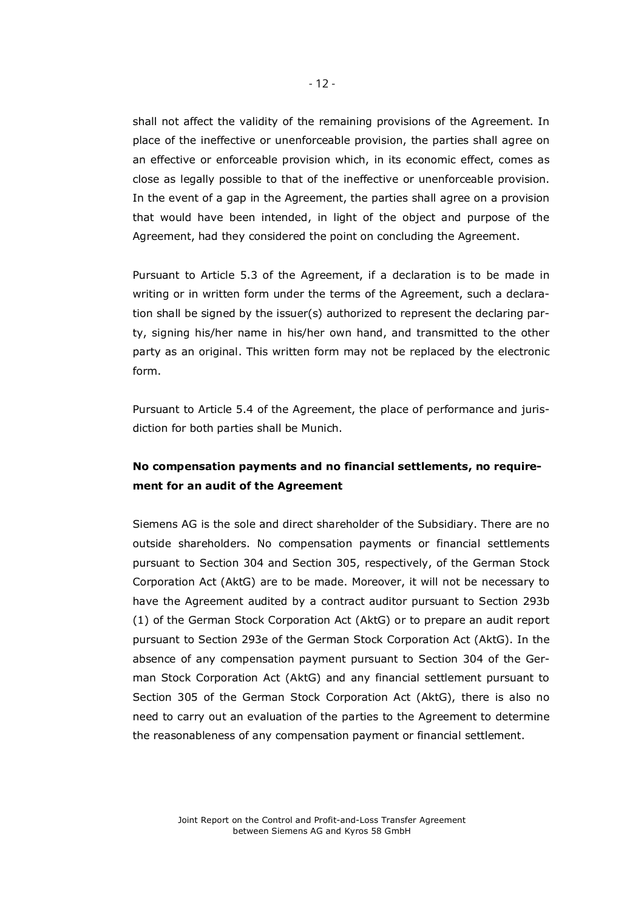shall not affect the validity of the remaining provisions of the Agreement. In place of the ineffective or unenforceable provision, the parties shall agree on an effective or enforceable provision which, in its economic effect, comes as close as legally possible to that of the ineffective or unenforceable provision. In the event of a gap in the Agreement, the parties shall agree on a provision that would have been intended, in light of the object and purpose of the Agreement, had they considered the point on concluding the Agreement.

Pursuant to Article 5.3 of the Agreement, if a declaration is to be made in writing or in written form under the terms of the Agreement, such a declaration shall be signed by the issuer(s) authorized to represent the declaring party, signing his/her name in his/her own hand, and transmitted to the other party as an original. This written form may not be replaced by the electronic form.

Pursuant to Article 5.4 of the Agreement, the place of performance and jurisdiction for both parties shall be Munich.

**No compensation payments and no financial settlements, no requirement for an audit of the Agreement**

Siemens AG is the sole and direct shareholder of the Subsidiary. There are no outside shareholders. No compensation payments or financial settlements pursuant to Section 304 and Section 305, respectively, of the German Stock Corporation Act (AktG) are to be made. Moreover, it will not be necessary to have the Agreement audited by a contract auditor pursuant to Section 293b (1) of the German Stock Corporation Act (AktG) or to prepare an audit report pursuant to Section 293e of the German Stock Corporation Act (AktG). In the absence of any compensation payment pursuant to Section 304 of the German Stock Corporation Act (AktG) and any financial settlement pursuant to Section 305 of the German Stock Corporation Act (AktG), there is also no need to carry out an evaluation of the parties to the Agreement to determine the reasonableness of any compensation payment or financial settlement.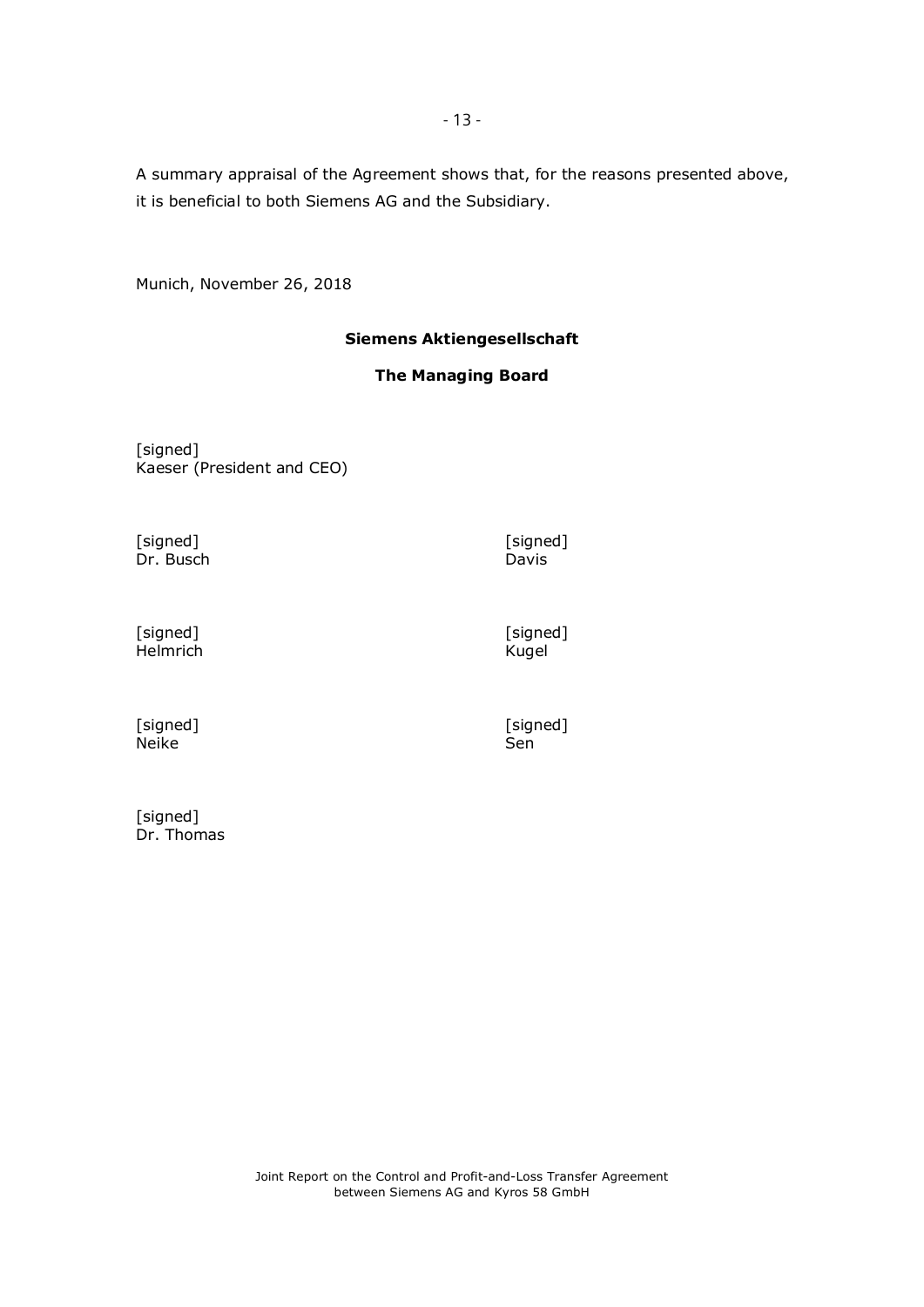A summary appraisal of the Agreement shows that, for the reasons presented above, it is beneficial to both Siemens AG and the Subsidiary.

Munich, November 26, 2018

**Siemens Aktiengesellschaft**

**The Managing Board**

[signed]
Kaeser (President and CEO)

[signed]
Dr. Busch

[signed]
Davis

[signed]
Helmrich

[signed]
Kugel

[signed]
Neike

[signed]
Sen

[signed]
Dr. Thomas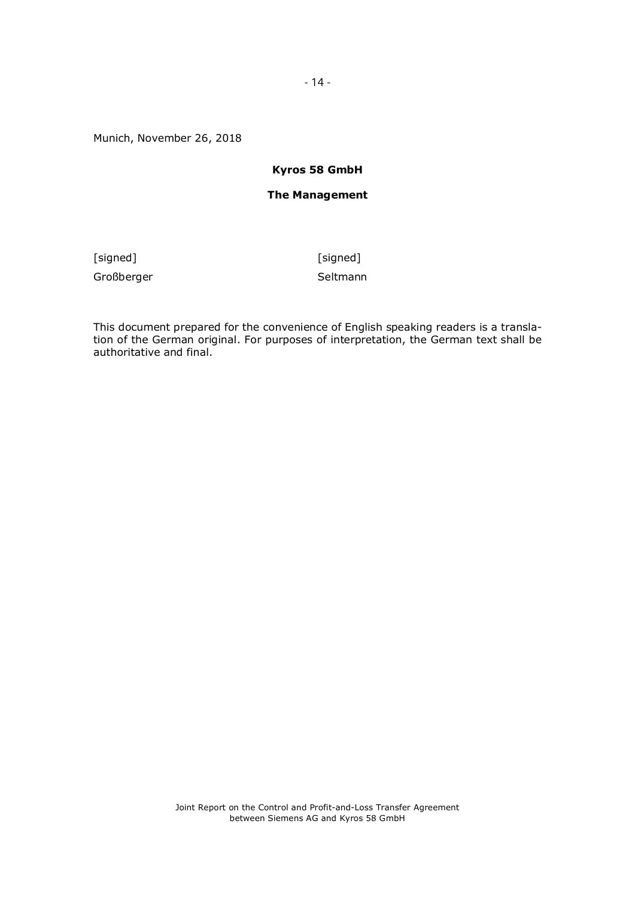Munich, November 26, 2018

**Kyros 58 GmbH**

**The Management**

| | |
|---|---|
| [signed] | [signed] |
| Großberger | Seltmann |

This document prepared for the convenience of English speaking readers is a translation of the German original. For purposes of interpretation, the German text shall be authoritative and final.